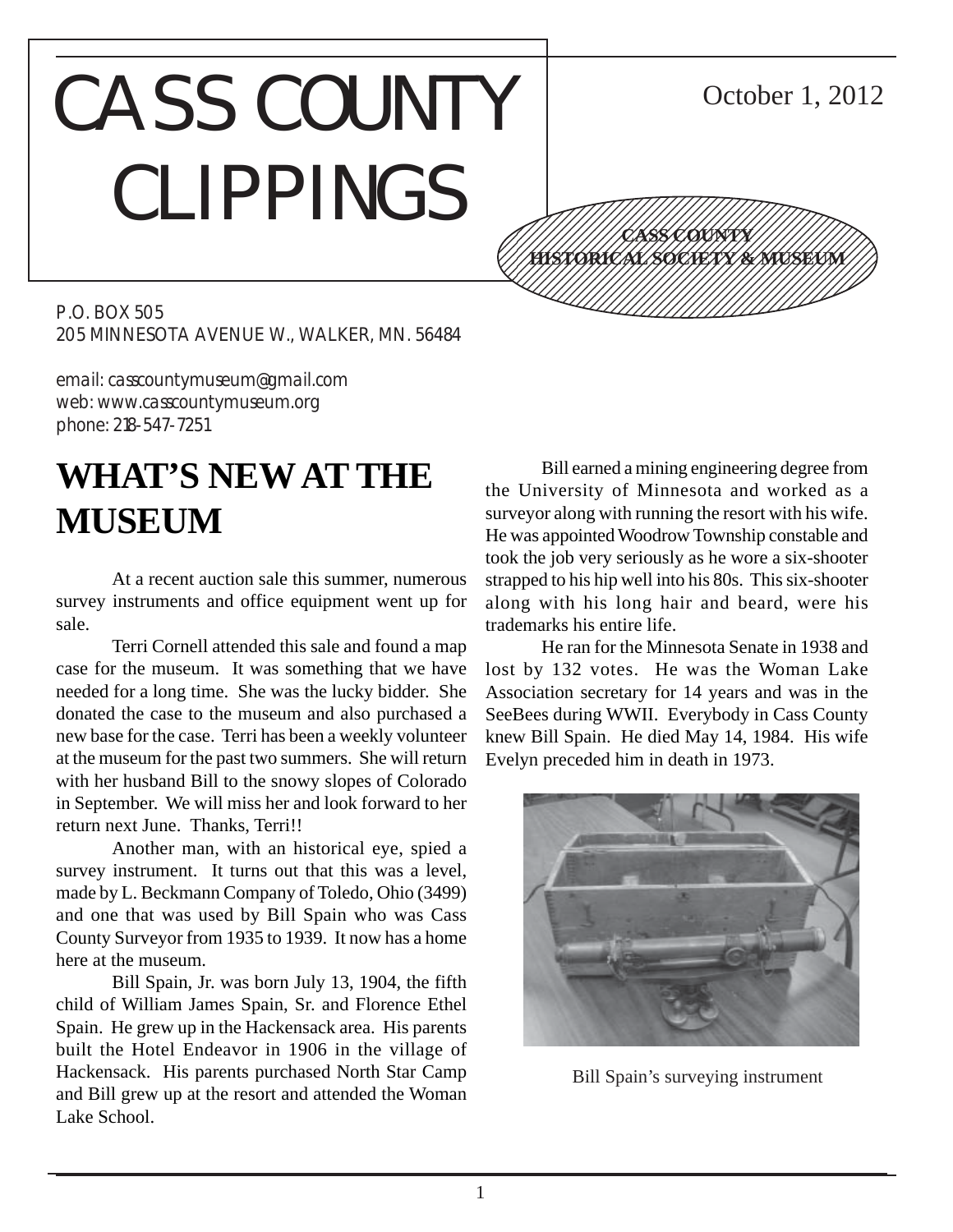# CASS COUNTY CLIPPINGS

October 1, 2012

**CASS COUNTY HISTORICAL SOCIETY & MUSEUM**

P.O. BOX 505
205 MINNESOTA AVENUE W., WALKER, MN. 56484

email: casscountymuseum@gmail.com
web: www.casscountymuseum.org
phone: 218-547-7251

## WHAT'S NEW AT THE MUSEUM

At a recent auction sale this summer, numerous survey instruments and office equipment went up for sale.

Terri Cornell attended this sale and found a map case for the museum. It was something that we have needed for a long time. She was the lucky bidder. She donated the case to the museum and also purchased a new base for the case. Terri has been a weekly volunteer at the museum for the past two summers. She will return with her husband Bill to the snowy slopes of Colorado in September. We will miss her and look forward to her return next June. Thanks, Terri!!

Another man, with an historical eye, spied a survey instrument. It turns out that this was a level, made by L. Beckmann Company of Toledo, Ohio (3499) and one that was used by Bill Spain who was Cass County Surveyor from 1935 to 1939. It now has a home here at the museum.

Bill Spain, Jr. was born July 13, 1904, the fifth child of William James Spain, Sr. and Florence Ethel Spain. He grew up in the Hackensack area. His parents built the Hotel Endeavor in 1906 in the village of Hackensack. His parents purchased North Star Camp and Bill grew up at the resort and attended the Woman Lake School.

Bill earned a mining engineering degree from the University of Minnesota and worked as a surveyor along with running the resort with his wife. He was appointed Woodrow Township constable and took the job very seriously as he wore a six-shooter strapped to his hip well into his 80s. This six-shooter along with his long hair and beard, were his trademarks his entire life.

He ran for the Minnesota Senate in 1938 and lost by 132 votes. He was the Woman Lake Association secretary for 14 years and was in the SeeBees during WWII. Everybody in Cass County knew Bill Spain. He died May 14, 1984. His wife Evelyn preceded him in death in 1973.

Bill Spain's surveying instrument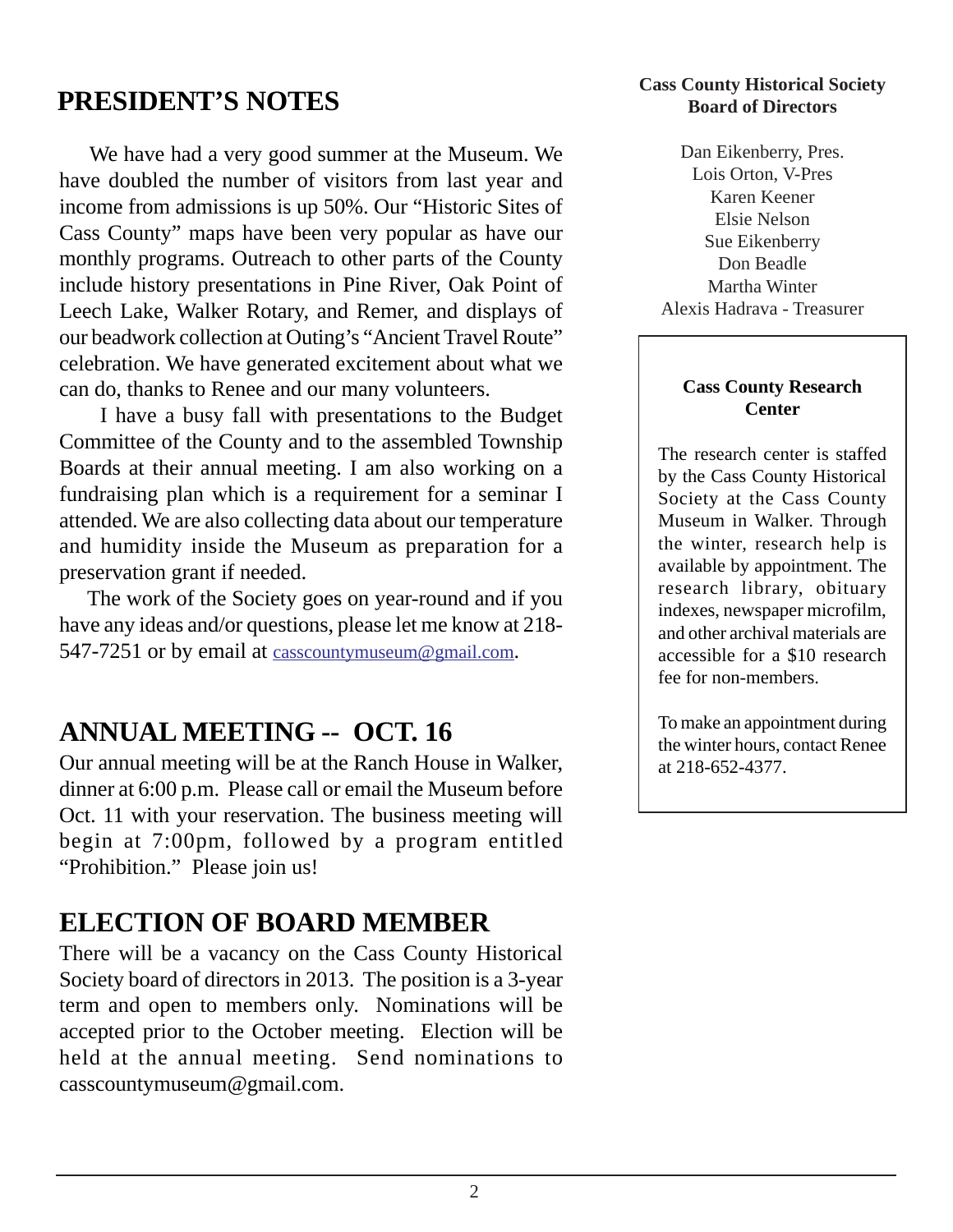## PRESIDENT'S NOTES

We have had a very good summer at the Museum. We have doubled the number of visitors from last year and income from admissions is up 50%. Our "Historic Sites of Cass County" maps have been very popular as have our monthly programs. Outreach to other parts of the County include history presentations in Pine River, Oak Point of Leech Lake, Walker Rotary, and Remer, and displays of our beadwork collection at Outing's "Ancient Travel Route" celebration. We have generated excitement about what we can do, thanks to Renee and our many volunteers.

I have a busy fall with presentations to the Budget Committee of the County and to the assembled Township Boards at their annual meeting. I am also working on a fundraising plan which is a requirement for a seminar I attended. We are also collecting data about our temperature and humidity inside the Museum as preparation for a preservation grant if needed.

The work of the Society goes on year-round and if you have any ideas and/or questions, please let me know at 218-547-7251 or by email at casscountymuseum@gmail.com.

## ANNUAL MEETING -- OCT. 16

Our annual meeting will be at the Ranch House in Walker, dinner at 6:00 p.m. Please call or email the Museum before Oct. 11 with your reservation. The business meeting will begin at 7:00pm, followed by a program entitled "Prohibition." Please join us!

## ELECTION OF BOARD MEMBER

There will be a vacancy on the Cass County Historical Society board of directors in 2013. The position is a 3-year term and open to members only. Nominations will be accepted prior to the October meeting. Election will be held at the annual meeting. Send nominations to casscountymuseum@gmail.com.

**Cass County Historical Society Board of Directors**

Dan Eikenberry, Pres.
Lois Orton, V-Pres
Karen Keener
Elsie Nelson
Sue Eikenberry
Don Beadle
Martha Winter
Alexis Hadrava - Treasurer

**Cass County Research Center**

The research center is staffed by the Cass County Historical Society at the Cass County Museum in Walker. Through the winter, research help is available by appointment. The research library, obituary indexes, newspaper microfilm, and other archival materials are accessible for a $10 research fee for non-members.

To make an appointment during the winter hours, contact Renee at 218-652-4377.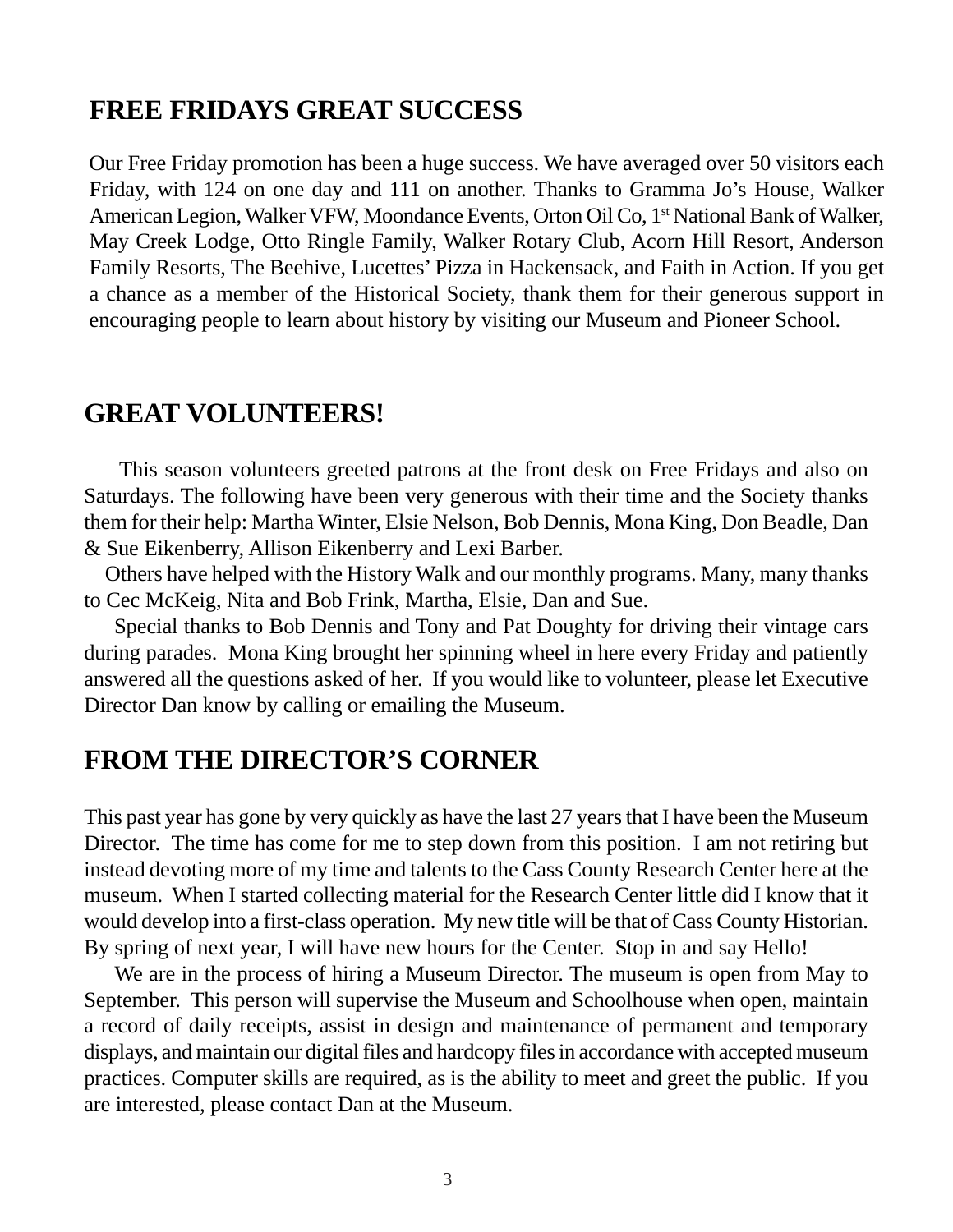## FREE FRIDAYS GREAT SUCCESS

Our Free Friday promotion has been a huge success. We have averaged over 50 visitors each Friday, with 124 on one day and 111 on another. Thanks to Gramma Jo's House, Walker American Legion, Walker VFW, Moondance Events, Orton Oil Co, 1st National Bank of Walker, May Creek Lodge, Otto Ringle Family, Walker Rotary Club, Acorn Hill Resort, Anderson Family Resorts, The Beehive, Lucettes' Pizza in Hackensack, and Faith in Action. If you get a chance as a member of the Historical Society, thank them for their generous support in encouraging people to learn about history by visiting our Museum and Pioneer School.

## GREAT VOLUNTEERS!

This season volunteers greeted patrons at the front desk on Free Fridays and also on Saturdays. The following have been very generous with their time and the Society thanks them for their help: Martha Winter, Elsie Nelson, Bob Dennis, Mona King, Don Beadle, Dan & Sue Eikenberry, Allison Eikenberry and Lexi Barber.

Others have helped with the History Walk and our monthly programs. Many, many thanks to Cec McKeig, Nita and Bob Frink, Martha, Elsie, Dan and Sue.

Special thanks to Bob Dennis and Tony and Pat Doughty for driving their vintage cars during parades. Mona King brought her spinning wheel in here every Friday and patiently answered all the questions asked of her. If you would like to volunteer, please let Executive Director Dan know by calling or emailing the Museum.

## FROM THE DIRECTOR'S CORNER

This past year has gone by very quickly as have the last 27 years that I have been the Museum Director. The time has come for me to step down from this position. I am not retiring but instead devoting more of my time and talents to the Cass County Research Center here at the museum. When I started collecting material for the Research Center little did I know that it would develop into a first-class operation. My new title will be that of Cass County Historian. By spring of next year, I will have new hours for the Center. Stop in and say Hello!

We are in the process of hiring a Museum Director. The museum is open from May to September. This person will supervise the Museum and Schoolhouse when open, maintain a record of daily receipts, assist in design and maintenance of permanent and temporary displays, and maintain our digital files and hardcopy files in accordance with accepted museum practices. Computer skills are required, as is the ability to meet and greet the public. If you are interested, please contact Dan at the Museum.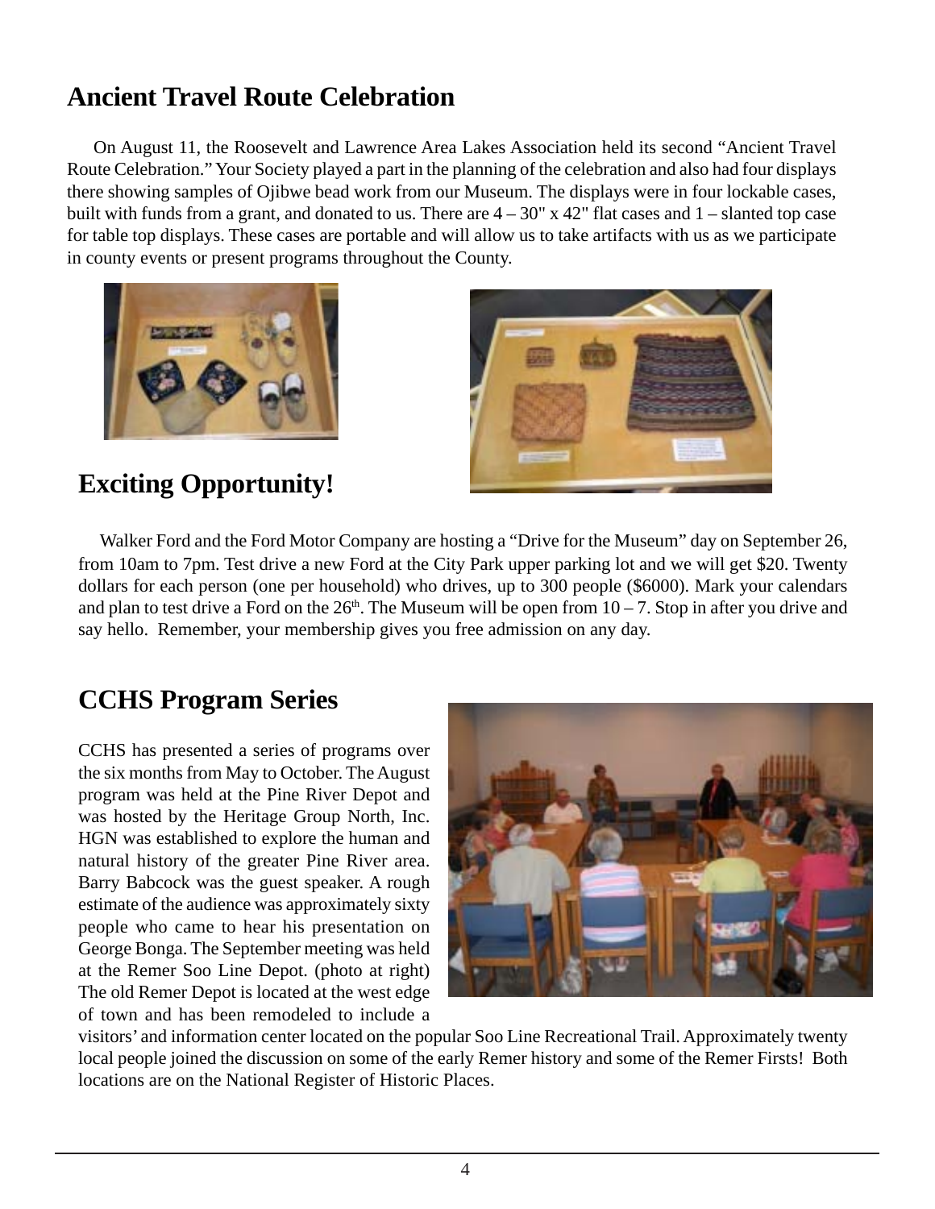## Ancient Travel Route Celebration

On August 11, the Roosevelt and Lawrence Area Lakes Association held its second "Ancient Travel Route Celebration." Your Society played a part in the planning of the celebration and also had four displays there showing samples of Ojibwe bead work from our Museum. The displays were in four lockable cases, built with funds from a grant, and donated to us. There are 4 – 30" x 42" flat cases and 1 – slanted top case for table top displays. These cases are portable and will allow us to take artifacts with us as we participate in county events or present programs throughout the County.

## Exciting Opportunity!

Walker Ford and the Ford Motor Company are hosting a "Drive for the Museum" day on September 26, from 10am to 7pm. Test drive a new Ford at the City Park upper parking lot and we will get $20. Twenty dollars for each person (one per household) who drives, up to 300 people ($6000). Mark your calendars and plan to test drive a Ford on the 26th. The Museum will be open from 10 – 7. Stop in after you drive and say hello. Remember, your membership gives you free admission on any day.

## CCHS Program Series

CCHS has presented a series of programs over the six months from May to October. The August program was held at the Pine River Depot and was hosted by the Heritage Group North, Inc. HGN was established to explore the human and natural history of the greater Pine River area. Barry Babcock was the guest speaker. A rough estimate of the audience was approximately sixty people who came to hear his presentation on George Bonga. The September meeting was held at the Remer Soo Line Depot. (photo at right) The old Remer Depot is located at the west edge of town and has been remodeled to include a visitors' and information center located on the popular Soo Line Recreational Trail. Approximately twenty local people joined the discussion on some of the early Remer history and some of the Remer Firsts! Both locations are on the National Register of Historic Places.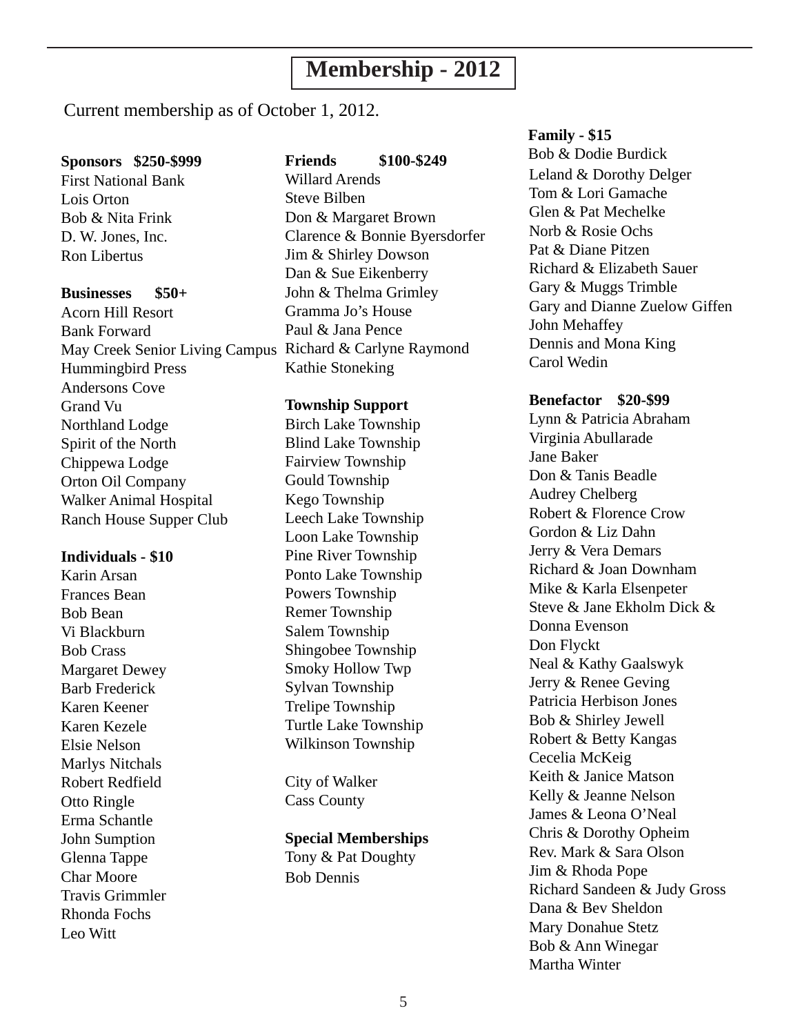# Membership - 2012

Current membership as of October 1, 2012.

**Sponsors $250-$999**

First National Bank
Lois Orton
Bob & Nita Frink
D. W. Jones, Inc.
Ron Libertus

**Businesses $50+**

Acorn Hill Resort
Bank Forward
May Creek Senior Living Campus
Hummingbird Press
Andersons Cove
Grand Vu
Northland Lodge
Spirit of the North
Chippewa Lodge
Orton Oil Company
Walker Animal Hospital
Ranch House Supper Club

**Individuals - $10**

Karin Arsan
Frances Bean
Bob Bean
Vi Blackburn
Bob Crass
Margaret Dewey
Barb Frederick
Karen Keener
Karen Kezele
Elsie Nelson
Marlys Nitchals
Robert Redfield
Otto Ringle
Erma Schantle
John Sumption
Glenna Tappe
Char Moore
Travis Grimmler
Rhonda Fochs
Leo Witt

**Friends $100-$249**

Willard Arends
Steve Bilben
Don & Margaret Brown
Clarence & Bonnie Byersdorfer
Jim & Shirley Dowson
Dan & Sue Eikenberry
John & Thelma Grimley
Gramma Jo's House
Paul & Jana Pence
Richard & Carlyne Raymond
Kathie Stoneking

**Township Support**

Birch Lake Township
Blind Lake Township
Fairview Township
Gould Township
Kego Township
Leech Lake Township
Loon Lake Township
Pine River Township
Ponto Lake Township
Powers Township
Remer Township
Salem Township
Shingobee Township
Smoky Hollow Twp
Sylvan Township
Trelipe Township
Turtle Lake Township
Wilkinson Township

City of Walker
Cass County

**Special Memberships**

Tony & Pat Doughty
Bob Dennis

**Family - $15**

Bob & Dodie Burdick
Leland & Dorothy Delger
Tom & Lori Gamache
Glen & Pat Mechelke
Norb & Rosie Ochs
Pat & Diane Pitzen
Richard & Elizabeth Sauer
Gary & Muggs Trimble
Gary and Dianne Zuelow Giffen
John Mehaffey
Dennis and Mona King
Carol Wedin

**Benefactor $20-$99**

Lynn & Patricia Abraham
Virginia Abullarade
Jane Baker
Don & Tanis Beadle
Audrey Chelberg
Robert & Florence Crow
Gordon & Liz Dahn
Jerry & Vera Demars
Richard & Joan Downham
Mike & Karla Elsenpeter
Steve & Jane Ekholm Dick &
Donna Evenson
Don Flyckt
Neal & Kathy Gaalswyk
Jerry & Renee Geving
Patricia Herbison Jones
Bob & Shirley Jewell
Robert & Betty Kangas
Cecelia McKeig
Keith & Janice Matson
Kelly & Jeanne Nelson
James & Leona O'Neal
Chris & Dorothy Opheim
Rev. Mark & Sara Olson
Jim & Rhoda Pope
Richard Sandeen & Judy Gross
Dana & Bev Sheldon
Mary Donahue Stetz
Bob & Ann Winegar
Martha Winter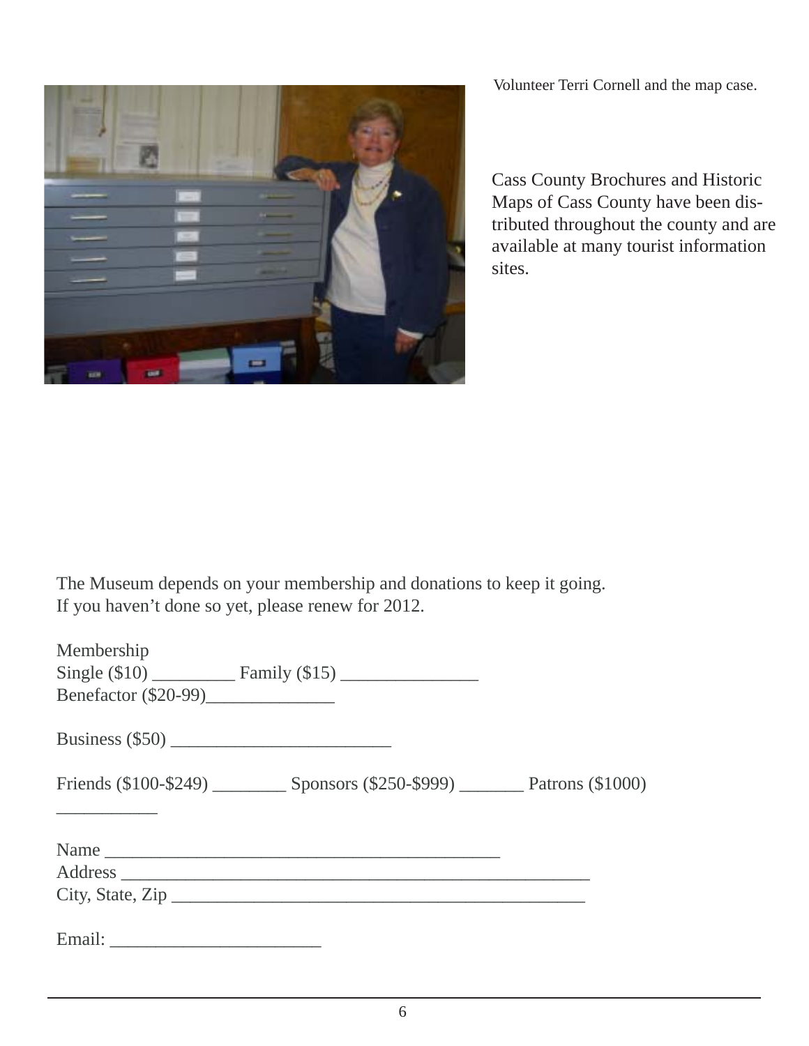Volunteer Terri Cornell and the map case.

Cass County Brochures and Historic Maps of Cass County have been distributed throughout the county and are available at many tourist information sites.

The Museum depends on your membership and donations to keep it going.
If you haven't done so yet, please renew for 2012.

Membership
Single ($10) _________ Family ($15) _______________
Benefactor ($20-99)______________

Business ($50) ________________________

Friends ($100-$249) ________ Sponsors ($250-$999) _______ Patrons ($1000) ___________

Name ____________________________________________
Address ___________________________________________________
City, State, Zip ______________________________________________

Email: _______________________